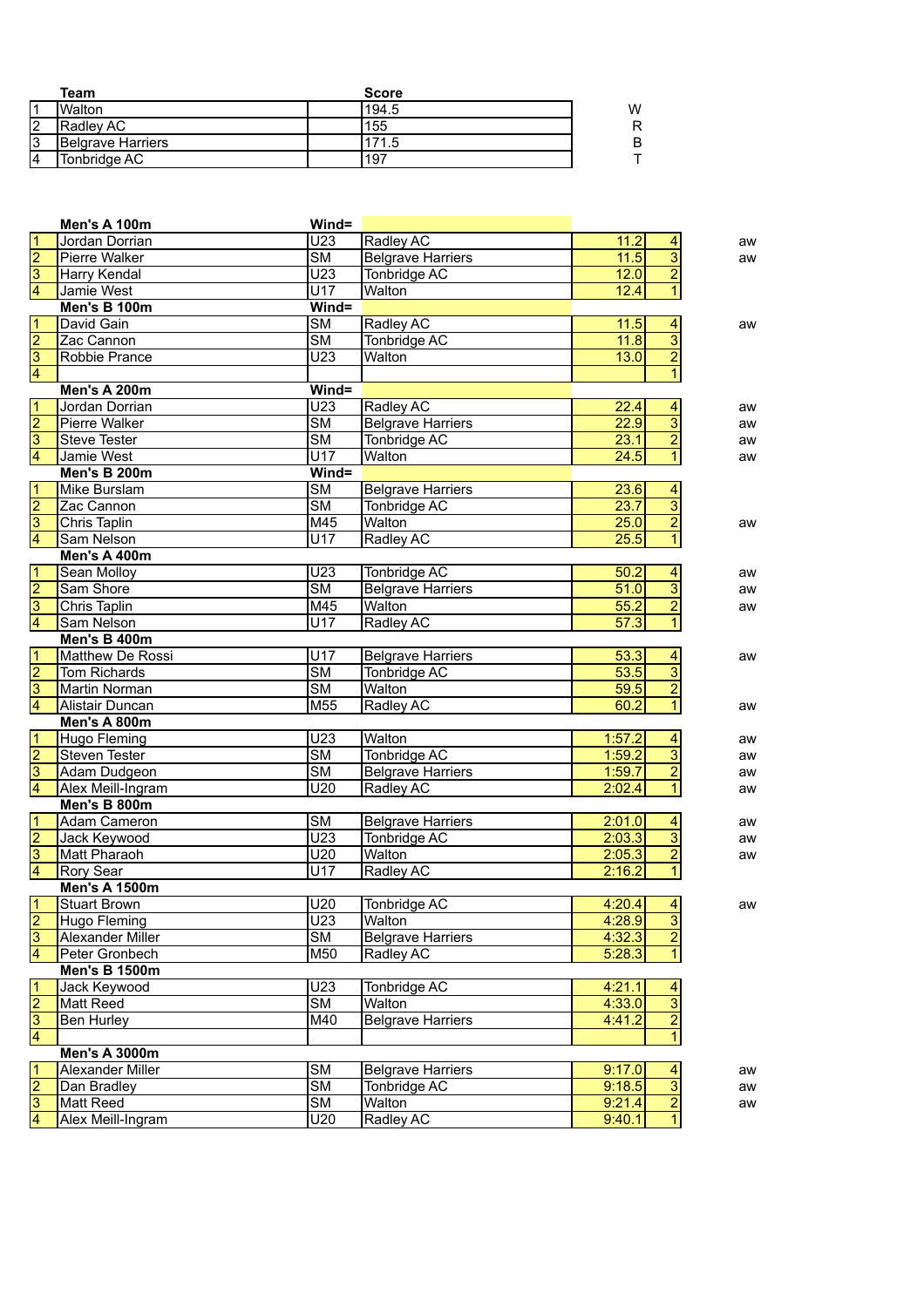| | Team | | Score | |
|---|---|---|---|---|
| 1 | Walton | | 194.5 | W |
| 2 | Radley AC | | 155 | R |
| 3 | Belgrave Harriers | | 171.5 | B |
| 4 | Tonbridge AC | | 197 | T |

| | | | | | | |
|---|---|---|---|---|---|---|
| | **Men's A 100m** | **Wind=** | | | | |
| 1 | Jordan Dorrian | U23 | Radley AC | 11.2 | 4 | aw |
| 2 | Pierre Walker | SM | Belgrave Harriers | 11.5 | 3 | aw |
| 3 | Harry Kendal | U23 | Tonbridge AC | 12.0 | 2 | |
| 4 | Jamie West | U17 | Walton | 12.4 | 1 | |
| | **Men's B 100m** | **Wind=** | | | | |
| 1 | David Gain | SM | Radley AC | 11.5 | 4 | aw |
| 2 | Zac Cannon | SM | Tonbridge AC | 11.8 | 3 | |
| 3 | Robbie Prance | U23 | Walton | 13.0 | 2 | |
| 4 | | | | | 1 | |
| | **Men's A 200m** | **Wind=** | | | | |
| 1 | Jordan Dorrian | U23 | Radley AC | 22.4 | 4 | aw |
| 2 | Pierre Walker | SM | Belgrave Harriers | 22.9 | 3 | aw |
| 3 | Steve Tester | SM | Tonbridge AC | 23.1 | 2 | aw |
| 4 | Jamie West | U17 | Walton | 24.5 | 1 | aw |
| | **Men's B 200m** | **Wind=** | | | | |
| 1 | Mike Burslam | SM | Belgrave Harriers | 23.6 | 4 | |
| 2 | Zac Cannon | SM | Tonbridge AC | 23.7 | 3 | |
| 3 | Chris Taplin | M45 | Walton | 25.0 | 2 | aw |
| 4 | Sam Nelson | U17 | Radley AC | 25.5 | 1 | |
| | **Men's A 400m** | | | | | |
| 1 | Sean Molloy | U23 | Tonbridge AC | 50.2 | 4 | aw |
| 2 | Sam Shore | SM | Belgrave Harriers | 51.0 | 3 | aw |
| 3 | Chris Taplin | M45 | Walton | 55.2 | 2 | aw |
| 4 | Sam Nelson | U17 | Radley AC | 57.3 | 1 | |
| | **Men's B 400m** | | | | | |
| 1 | Matthew De Rossi | U17 | Belgrave Harriers | 53.3 | 4 | aw |
| 2 | Tom Richards | SM | Tonbridge AC | 53.5 | 3 | |
| 3 | Martin Norman | SM | Walton | 59.5 | 2 | |
| 4 | Alistair Duncan | M55 | Radley AC | 60.2 | 1 | aw |
| | **Men's A 800m** | | | | | |
| 1 | Hugo Fleming | U23 | Walton | 1:57.2 | 4 | aw |
| 2 | Steven Tester | SM | Tonbridge AC | 1:59.2 | 3 | aw |
| 3 | Adam Dudgeon | SM | Belgrave Harriers | 1:59.7 | 2 | aw |
| 4 | Alex Meill-Ingram | U20 | Radley AC | 2:02.4 | 1 | aw |
| | **Men's B 800m** | | | | | |
| 1 | Adam Cameron | SM | Belgrave Harriers | 2:01.0 | 4 | aw |
| 2 | Jack Keywood | U23 | Tonbridge AC | 2:03.3 | 3 | aw |
| 3 | Matt Pharaoh | U20 | Walton | 2:05.3 | 2 | aw |
| 4 | Rory Sear | U17 | Radley AC | 2:16.2 | 1 | |
| | **Men's A 1500m** | | | | | |
| 1 | Stuart Brown | U20 | Tonbridge AC | 4:20.4 | 4 | aw |
| 2 | Hugo Fleming | U23 | Walton | 4:28.9 | 3 | |
| 3 | Alexander Miller | SM | Belgrave Harriers | 4:32.3 | 2 | |
| 4 | Peter Gronbech | M50 | Radley AC | 5:28.3 | 1 | |
| | **Men's B 1500m** | | | | | |
| 1 | Jack Keywood | U23 | Tonbridge AC | 4:21.1 | 4 | |
| 2 | Matt Reed | SM | Walton | 4:33.0 | 3 | |
| 3 | Ben Hurley | M40 | Belgrave Harriers | 4:41.2 | 2 | |
| 4 | | | | | 1 | |
| | **Men's A 3000m** | | | | | |
| 1 | Alexander Miller | SM | Belgrave Harriers | 9:17.0 | 4 | aw |
| 2 | Dan Bradley | SM | Tonbridge AC | 9:18.5 | 3 | aw |
| 3 | Matt Reed | SM | Walton | 9:21.4 | 2 | aw |
| 4 | Alex Meill-Ingram | U20 | Radley AC | 9:40.1 | 1 | |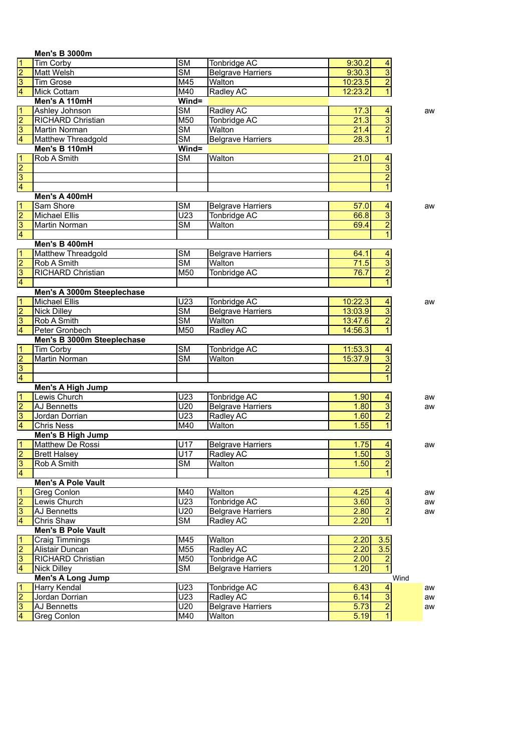| | | | | | | |
|---|---|---|---|---|---|---|
| | **Men's B 3000m** | | | | | |
| 1 | Tim Corby | SM | Tonbridge AC | 9:30.2 | 4 | |
| 2 | Matt Welsh | SM | Belgrave Harriers | 9:30.3 | 3 | |
| 3 | Tim Grose | M45 | Walton | 10:23.5 | 2 | |
| 4 | Mick Cottam | M40 | Radley AC | 12:23.2 | 1 | |
| | **Men's A 110mH** | **Wind=** | | | | |
| 1 | Ashley Johnson | SM | Radley AC | 17.3 | 4 | aw |
| 2 | RICHARD Christian | M50 | Tonbridge AC | 21.3 | 3 | |
| 3 | Martin Norman | SM | Walton | 21.4 | 2 | |
| 4 | Matthew Threadgold | SM | Belgrave Harriers | 28.3 | 1 | |
| | **Men's B 110mH** | **Wind=** | | | | |
| 1 | Rob A Smith | SM | Walton | 21.0 | 4 | |
| 2 | | | | | 3 | |
| 3 | | | | | 2 | |
| 4 | | | | | 1 | |
| | **Men's A 400mH** | | | | | |
| 1 | Sam Shore | SM | Belgrave Harriers | 57.0 | 4 | aw |
| 2 | Michael Ellis | U23 | Tonbridge AC | 66.8 | 3 | |
| 3 | Martin Norman | SM | Walton | 69.4 | 2 | |
| 4 | | | | | 1 | |
| | **Men's B 400mH** | | | | | |
| 1 | Matthew Threadgold | SM | Belgrave Harriers | 64.1 | 4 | |
| 2 | Rob A Smith | SM | Walton | 71.5 | 3 | |
| 3 | RICHARD Christian | M50 | Tonbridge AC | 76.7 | 2 | |
| 4 | | | | | 1 | |
| | **Men's A 3000m Steeplechase** | | | | | |
| 1 | Michael Ellis | U23 | Tonbridge AC | 10:22.3 | 4 | aw |
| 2 | Nick Dilley | SM | Belgrave Harriers | 13:03.9 | 3 | |
| 3 | Rob A Smith | SM | Walton | 13:47.6 | 2 | |
| 4 | Peter Gronbech | M50 | Radley AC | 14:56.3 | 1 | |
| | **Men's B 3000m Steeplechase** | | | | | |
| 1 | Tim Corby | SM | Tonbridge AC | 11:53.3 | 4 | |
| 2 | Martin Norman | SM | Walton | 15:37.9 | 3 | |
| 3 | | | | | 2 | |
| 4 | | | | | 1 | |
| | **Men's A High Jump** | | | | | |
| 1 | Lewis Church | U23 | Tonbridge AC | 1.90 | 4 | aw |
| 2 | AJ Bennetts | U20 | Belgrave Harriers | 1.80 | 3 | aw |
| 3 | Jordan Dorrian | U23 | Radley AC | 1.60 | 2 | |
| 4 | Chris Ness | M40 | Walton | 1.55 | 1 | |
| | **Men's B High Jump** | | | | | |
| 1 | Matthew De Rossi | U17 | Belgrave Harriers | 1.75 | 4 | aw |
| 2 | Brett Halsey | U17 | Radley AC | 1.50 | 3 | |
| 3 | Rob A Smith | SM | Walton | 1.50 | 2 | |
| 4 | | | | | 1 | |
| | **Men's A Pole Vault** | | | | | |
| 1 | Greg Conlon | M40 | Walton | 4.25 | 4 | aw |
| 2 | Lewis Church | U23 | Tonbridge AC | 3.60 | 3 | aw |
| 3 | AJ Bennetts | U20 | Belgrave Harriers | 2.80 | 2 | aw |
| 4 | Chris Shaw | SM | Radley AC | 2.20 | 1 | |
| | **Men's B Pole Vault** | | | | | |
| 1 | Craig Timmings | M45 | Walton | 2.20 | 3.5 | |
| 2 | Alistair Duncan | M55 | Radley AC | 2.20 | 3.5 | |
| 3 | RICHARD Christian | M50 | Tonbridge AC | 2.00 | 2 | |
| 4 | Nick Dilley | SM | Belgrave Harriers | 1.20 | 1 | |
| | **Men's A Long Jump** | | | | | Wind |
| 1 | Harry Kendal | U23 | Tonbridge AC | 6.43 | 4 | aw |
| 2 | Jordan Dorrian | U23 | Radley AC | 6.14 | 3 | aw |
| 3 | AJ Bennetts | U20 | Belgrave Harriers | 5.73 | 2 | aw |
| 4 | Greg Conlon | M40 | Walton | 5.19 | 1 | |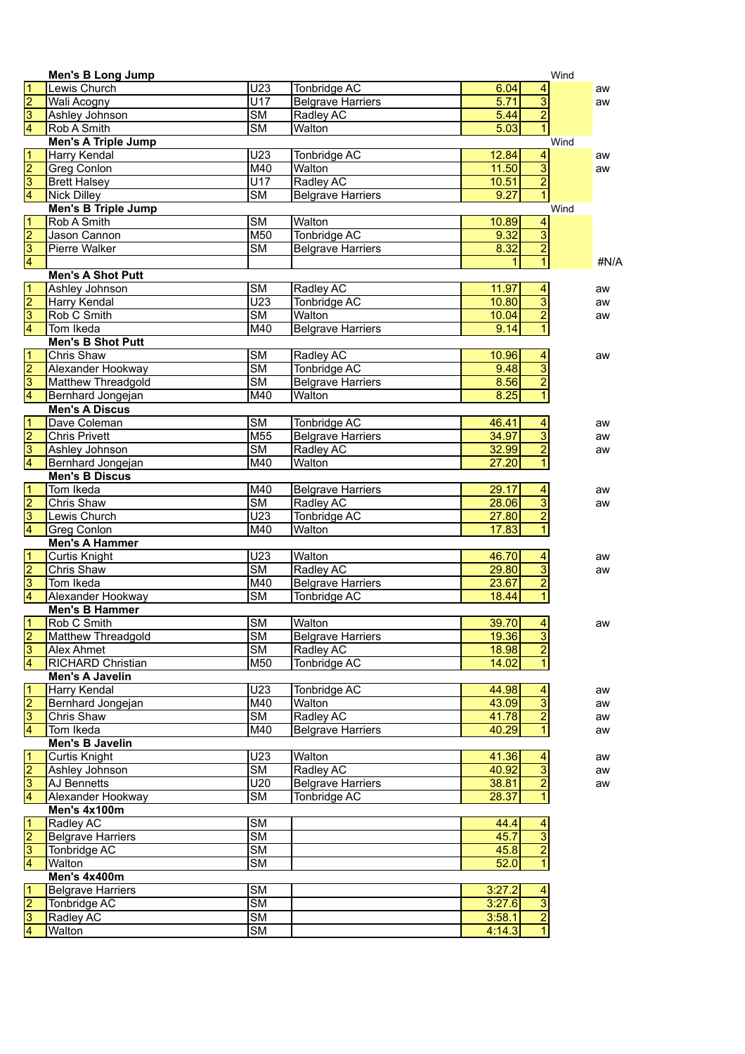| | | | | | | | |
|---|---|---|---|---|---|---|---|
| | **Men's B Long Jump** | | | | | Wind | |
| 1 | Lewis Church | U23 | Tonbridge AC | 6.04 | 4 | | aw |
| 2 | Wali Acogny | U17 | Belgrave Harriers | 5.71 | 3 | | aw |
| 3 | Ashley Johnson | SM | Radley AC | 5.44 | 2 | | |
| 4 | Rob A Smith | SM | Walton | 5.03 | 1 | | |
| | **Men's A Triple Jump** | | | | | Wind | |
| 1 | Harry Kendal | U23 | Tonbridge AC | 12.84 | 4 | | aw |
| 2 | Greg Conlon | M40 | Walton | 11.50 | 3 | | aw |
| 3 | Brett Halsey | U17 | Radley AC | 10.51 | 2 | | |
| 4 | Nick Dilley | SM | Belgrave Harriers | 9.27 | 1 | | |
| | **Men's B Triple Jump** | | | | | Wind | |
| 1 | Rob A Smith | SM | Walton | 10.89 | 4 | | |
| 2 | Jason Cannon | M50 | Tonbridge AC | 9.32 | 3 | | |
| 3 | Pierre Walker | SM | Belgrave Harriers | 8.32 | 2 | | |
| 4 | | | | 1 | 1 | | #N/A |
| | **Men's A Shot Putt** | | | | | | |
| 1 | Ashley Johnson | SM | Radley AC | 11.97 | 4 | | aw |
| 2 | Harry Kendal | U23 | Tonbridge AC | 10.80 | 3 | | aw |
| 3 | Rob C Smith | SM | Walton | 10.04 | 2 | | aw |
| 4 | Tom Ikeda | M40 | Belgrave Harriers | 9.14 | 1 | | |
| | **Men's B Shot Putt** | | | | | | |
| 1 | Chris Shaw | SM | Radley AC | 10.96 | 4 | | aw |
| 2 | Alexander Hookway | SM | Tonbridge AC | 9.48 | 3 | | |
| 3 | Matthew Threadgold | SM | Belgrave Harriers | 8.56 | 2 | | |
| 4 | Bernhard Jongejan | M40 | Walton | 8.25 | 1 | | |
| | **Men's A Discus** | | | | | | |
| 1 | Dave Coleman | SM | Tonbridge AC | 46.41 | 4 | | aw |
| 2 | Chris Privett | M55 | Belgrave Harriers | 34.97 | 3 | | aw |
| 3 | Ashley Johnson | SM | Radley AC | 32.99 | 2 | | aw |
| 4 | Bernhard Jongejan | M40 | Walton | 27.20 | 1 | | |
| | **Men's B Discus** | | | | | | |
| 1 | Tom Ikeda | M40 | Belgrave Harriers | 29.17 | 4 | | aw |
| 2 | Chris Shaw | SM | Radley AC | 28.06 | 3 | | aw |
| 3 | Lewis Church | U23 | Tonbridge AC | 27.80 | 2 | | |
| 4 | Greg Conlon | M40 | Walton | 17.83 | 1 | | |
| | **Men's A Hammer** | | | | | | |
| 1 | Curtis Knight | U23 | Walton | 46.70 | 4 | | aw |
| 2 | Chris Shaw | SM | Radley AC | 29.80 | 3 | | aw |
| 3 | Tom Ikeda | M40 | Belgrave Harriers | 23.67 | 2 | | |
| 4 | Alexander Hookway | SM | Tonbridge AC | 18.44 | 1 | | |
| | **Men's B Hammer** | | | | | | |
| 1 | Rob C Smith | SM | Walton | 39.70 | 4 | | aw |
| 2 | Matthew Threadgold | SM | Belgrave Harriers | 19.36 | 3 | | |
| 3 | Alex Ahmet | SM | Radley AC | 18.98 | 2 | | |
| 4 | RICHARD Christian | M50 | Tonbridge AC | 14.02 | 1 | | |
| | **Men's A Javelin** | | | | | | |
| 1 | Harry Kendal | U23 | Tonbridge AC | 44.98 | 4 | | aw |
| 2 | Bernhard Jongejan | M40 | Walton | 43.09 | 3 | | aw |
| 3 | Chris Shaw | SM | Radley AC | 41.78 | 2 | | aw |
| 4 | Tom Ikeda | M40 | Belgrave Harriers | 40.29 | 1 | | aw |
| | **Men's B Javelin** | | | | | | |
| 1 | Curtis Knight | U23 | Walton | 41.36 | 4 | | aw |
| 2 | Ashley Johnson | SM | Radley AC | 40.92 | 3 | | aw |
| 3 | AJ Bennetts | U20 | Belgrave Harriers | 38.81 | 2 | | aw |
| 4 | Alexander Hookway | SM | Tonbridge AC | 28.37 | 1 | | |
| | **Men's 4x100m** | | | | | | |
| 1 | Radley AC | SM | | 44.4 | 4 | | |
| 2 | Belgrave Harriers | SM | | 45.7 | 3 | | |
| 3 | Tonbridge AC | SM | | 45.8 | 2 | | |
| 4 | Walton | SM | | 52.0 | 1 | | |
| | **Men's 4x400m** | | | | | | |
| 1 | Belgrave Harriers | SM | | 3:27.2 | 4 | | |
| 2 | Tonbridge AC | SM | | 3:27.6 | 3 | | |
| 3 | Radley AC | SM | | 3:58.1 | 2 | | |
| 4 | Walton | SM | | 4:14.3 | 1 | | |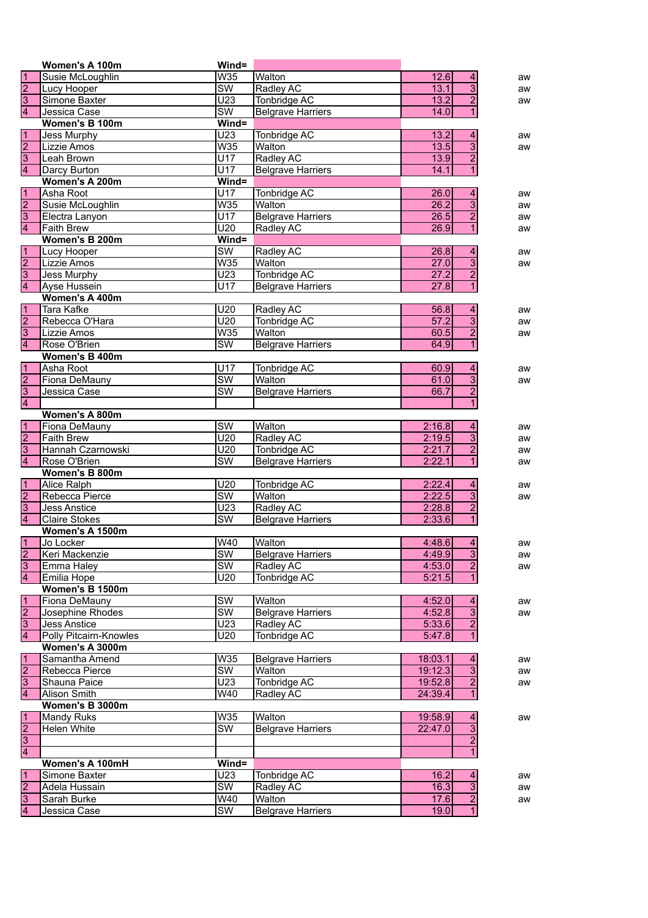| | | | | | | |
|---|---|---|---|---|---|---|
| | **Women's A 100m** | **Wind=** | | | | |
| 1 | Susie McLoughlin | W35 | Walton | 12.6 | 4 | aw |
| 2 | Lucy Hooper | SW | Radley AC | 13.1 | 3 | aw |
| 3 | Simone Baxter | U23 | Tonbridge AC | 13.2 | 2 | aw |
| 4 | Jessica Case | SW | Belgrave Harriers | 14.0 | 1 | |
| | **Women's B 100m** | **Wind=** | | | | |
| 1 | Jess Murphy | U23 | Tonbridge AC | 13.2 | 4 | aw |
| 2 | Lizzie Amos | W35 | Walton | 13.5 | 3 | aw |
| 3 | Leah Brown | U17 | Radley AC | 13.9 | 2 | |
| 4 | Darcy Burton | U17 | Belgrave Harriers | 14.1 | 1 | |
| | **Women's A 200m** | **Wind=** | | | | |
| 1 | Asha Root | U17 | Tonbridge AC | 26.0 | 4 | aw |
| 2 | Susie McLoughlin | W35 | Walton | 26.2 | 3 | aw |
| 3 | Electra Lanyon | U17 | Belgrave Harriers | 26.5 | 2 | aw |
| 4 | Faith Brew | U20 | Radley AC | 26.9 | 1 | aw |
| | **Women's B 200m** | **Wind=** | | | | |
| 1 | Lucy Hooper | SW | Radley AC | 26.8 | 4 | aw |
| 2 | Lizzie Amos | W35 | Walton | 27.0 | 3 | aw |
| 3 | Jess Murphy | U23 | Tonbridge AC | 27.2 | 2 | |
| 4 | Ayse Hussein | U17 | Belgrave Harriers | 27.8 | 1 | |
| | **Women's A 400m** | | | | | |
| 1 | Tara Kafke | U20 | Radley AC | 56.8 | 4 | aw |
| 2 | Rebecca O'Hara | U20 | Tonbridge AC | 57.2 | 3 | aw |
| 3 | Lizzie Amos | W35 | Walton | 60.5 | 2 | aw |
| 4 | Rose O'Brien | SW | Belgrave Harriers | 64.9 | 1 | |
| | **Women's B 400m** | | | | | |
| 1 | Asha Root | U17 | Tonbridge AC | 60.9 | 4 | aw |
| 2 | Fiona DeMauny | SW | Walton | 61.0 | 3 | aw |
| 3 | Jessica Case | SW | Belgrave Harriers | 66.7 | 2 | |
| 4 | | | | | 1 | |
| | **Women's A 800m** | | | | | |
| 1 | Fiona DeMauny | SW | Walton | 2:16.8 | 4 | aw |
| 2 | Faith Brew | U20 | Radley AC | 2:19.5 | 3 | aw |
| 3 | Hannah Czarnowski | U20 | Tonbridge AC | 2:21.7 | 2 | aw |
| 4 | Rose O'Brien | SW | Belgrave Harriers | 2:22.1 | 1 | aw |
| | **Women's B 800m** | | | | | |
| 1 | Alice Ralph | U20 | Tonbridge AC | 2:22.4 | 4 | aw |
| 2 | Rebecca Pierce | SW | Walton | 2:22.5 | 3 | aw |
| 3 | Jess Anstice | U23 | Radley AC | 2:28.8 | 2 | |
| 4 | Claire Stokes | SW | Belgrave Harriers | 2:33.6 | 1 | |
| | **Women's A 1500m** | | | | | |
| 1 | Jo Locker | W40 | Walton | 4:48.6 | 4 | aw |
| 2 | Keri Mackenzie | SW | Belgrave Harriers | 4:49.9 | 3 | aw |
| 3 | Emma Haley | SW | Radley AC | 4:53.0 | 2 | aw |
| 4 | Emilia Hope | U20 | Tonbridge AC | 5:21.5 | 1 | |
| | **Women's B 1500m** | | | | | |
| 1 | Fiona DeMauny | SW | Walton | 4:52.0 | 4 | aw |
| 2 | Josephine Rhodes | SW | Belgrave Harriers | 4:52.8 | 3 | aw |
| 3 | Jess Anstice | U23 | Radley AC | 5:33.6 | 2 | |
| 4 | Polly Pitcairn-Knowles | U20 | Tonbridge AC | 5:47.8 | 1 | |
| | **Women's A 3000m** | | | | | |
| 1 | Samantha Amend | W35 | Belgrave Harriers | 18:03.1 | 4 | aw |
| 2 | Rebecca Pierce | SW | Walton | 19:12.3 | 3 | aw |
| 3 | Shauna Paice | U23 | Tonbridge AC | 19:52.8 | 2 | aw |
| 4 | Alison Smith | W40 | Radley AC | 24:39.4 | 1 | |
| | **Women's B 3000m** | | | | | |
| 1 | Mandy Ruks | W35 | Walton | 19:58.9 | 4 | aw |
| 2 | Helen White | SW | Belgrave Harriers | 22:47.0 | 3 | |
| 3 | | | | | 2 | |
| 4 | | | | | 1 | |
| | **Women's A 100mH** | **Wind=** | | | | |
| 1 | Simone Baxter | U23 | Tonbridge AC | 16.2 | 4 | aw |
| 2 | Adela Hussain | SW | Radley AC | 16.3 | 3 | aw |
| 3 | Sarah Burke | W40 | Walton | 17.6 | 2 | aw |
| 4 | Jessica Case | SW | Belgrave Harriers | 19.0 | 1 | |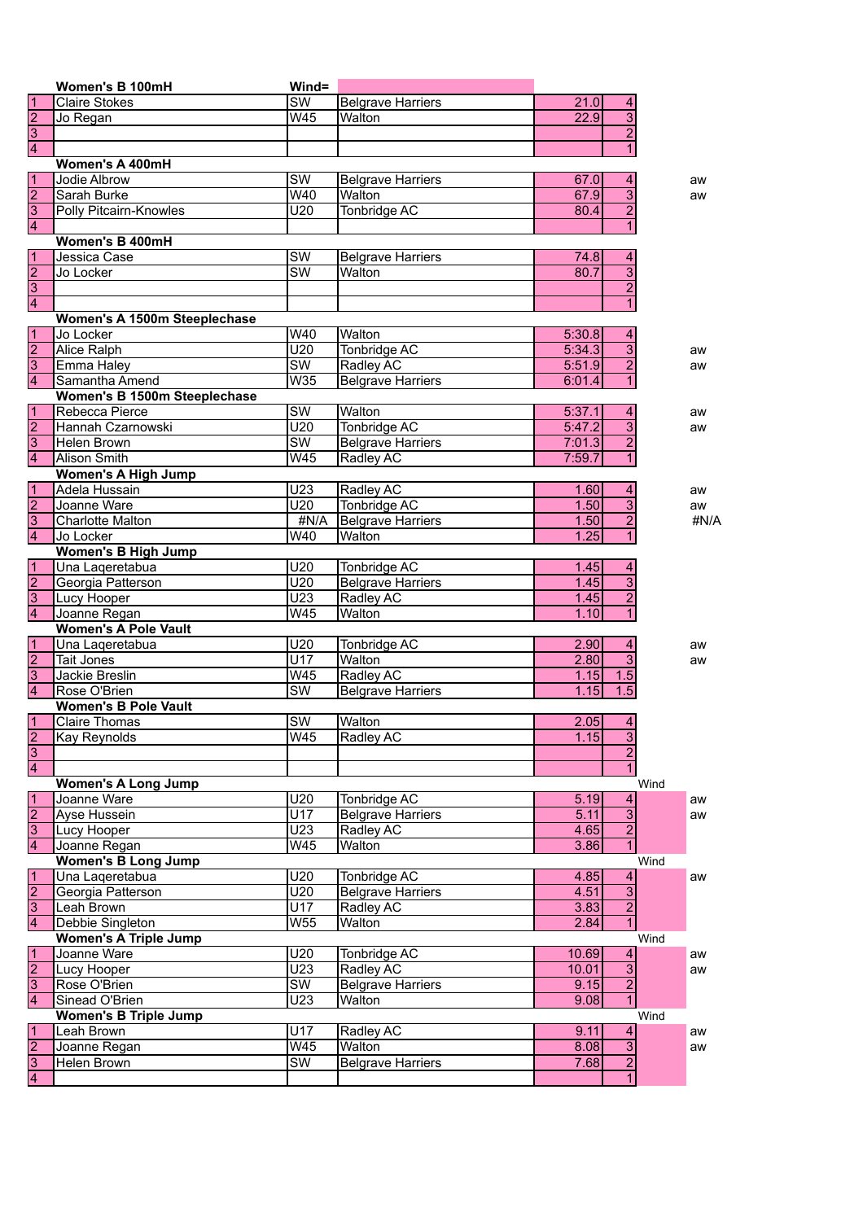| | Women's B 100mH | Wind= | | | | | |
|---|---|---|---|---|---|---|---|
| 1 | Claire Stokes | SW | Belgrave Harriers | 21.0 | 4 | | |
| 2 | Jo Regan | W45 | Walton | 22.9 | 3 | | |
| 3 | | | | | 2 | | |
| 4 | | | | | 1 | | |
| | **Women's A 400mH** | | | | | | |
| 1 | Jodie Albrow | SW | Belgrave Harriers | 67.0 | 4 | | aw |
| 2 | Sarah Burke | W40 | Walton | 67.9 | 3 | | aw |
| 3 | Polly Pitcairn-Knowles | U20 | Tonbridge AC | 80.4 | 2 | | |
| 4 | | | | | 1 | | |
| | **Women's B 400mH** | | | | | | |
| 1 | Jessica Case | SW | Belgrave Harriers | 74.8 | 4 | | |
| 2 | Jo Locker | SW | Walton | 80.7 | 3 | | |
| 3 | | | | | 2 | | |
| 4 | | | | | 1 | | |
| | **Women's A 1500m Steeplechase** | | | | | | |
| 1 | Jo Locker | W40 | Walton | 5:30.8 | 4 | | |
| 2 | Alice Ralph | U20 | Tonbridge AC | 5:34.3 | 3 | | aw |
| 3 | Emma Haley | SW | Radley AC | 5:51.9 | 2 | | aw |
| 4 | Samantha Amend | W35 | Belgrave Harriers | 6:01.4 | 1 | | |
| | **Women's B 1500m Steeplechase** | | | | | | |
| 1 | Rebecca Pierce | SW | Walton | 5:37.1 | 4 | | aw |
| 2 | Hannah Czarnowski | U20 | Tonbridge AC | 5:47.2 | 3 | | aw |
| 3 | Helen Brown | SW | Belgrave Harriers | 7:01.3 | 2 | | |
| 4 | Alison Smith | W45 | Radley AC | 7:59.7 | 1 | | |
| | **Women's A High Jump** | | | | | | |
| 1 | Adela Hussain | U23 | Radley AC | 1.60 | 4 | | aw |
| 2 | Joanne Ware | U20 | Tonbridge AC | 1.50 | 3 | | aw |
| 3 | Charlotte Malton | #N/A | Belgrave Harriers | 1.50 | 2 | | #N/A |
| 4 | Jo Locker | W40 | Walton | 1.25 | 1 | | |
| | **Women's B High Jump** | | | | | | |
| 1 | Una Laqeretabua | U20 | Tonbridge AC | 1.45 | 4 | | |
| 2 | Georgia Patterson | U20 | Belgrave Harriers | 1.45 | 3 | | |
| 3 | Lucy Hooper | U23 | Radley AC | 1.45 | 2 | | |
| 4 | Joanne Regan | W45 | Walton | 1.10 | 1 | | |
| | **Women's A Pole Vault** | | | | | | |
| 1 | Una Laqeretabua | U20 | Tonbridge AC | 2.90 | 4 | | aw |
| 2 | Tait Jones | U17 | Walton | 2.80 | 3 | | aw |
| 3 | Jackie Breslin | W45 | Radley AC | 1.15 | 1.5 | | |
| 4 | Rose O'Brien | SW | Belgrave Harriers | 1.15 | 1.5 | | |
| | **Women's B Pole Vault** | | | | | | |
| 1 | Claire Thomas | SW | Walton | 2.05 | 4 | | |
| 2 | Kay Reynolds | W45 | Radley AC | 1.15 | 3 | | |
| 3 | | | | | 2 | | |
| 4 | | | | | 1 | | |
| | **Women's A Long Jump** | | | | | Wind | |
| 1 | Joanne Ware | U20 | Tonbridge AC | 5.19 | 4 | | aw |
| 2 | Ayse Hussein | U17 | Belgrave Harriers | 5.11 | 3 | | aw |
| 3 | Lucy Hooper | U23 | Radley AC | 4.65 | 2 | | |
| 4 | Joanne Regan | W45 | Walton | 3.86 | 1 | | |
| | **Women's B Long Jump** | | | | | Wind | |
| 1 | Una Laqeretabua | U20 | Tonbridge AC | 4.85 | 4 | | aw |
| 2 | Georgia Patterson | U20 | Belgrave Harriers | 4.51 | 3 | | |
| 3 | Leah Brown | U17 | Radley AC | 3.83 | 2 | | |
| 4 | Debbie Singleton | W55 | Walton | 2.84 | 1 | | |
| | **Women's A Triple Jump** | | | | | Wind | |
| 1 | Joanne Ware | U20 | Tonbridge AC | 10.69 | 4 | | aw |
| 2 | Lucy Hooper | U23 | Radley AC | 10.01 | 3 | | aw |
| 3 | Rose O'Brien | SW | Belgrave Harriers | 9.15 | 2 | | |
| 4 | Sinead O'Brien | U23 | Walton | 9.08 | 1 | | |
| | **Women's B Triple Jump** | | | | | Wind | |
| 1 | Leah Brown | U17 | Radley AC | 9.11 | 4 | | aw |
| 2 | Joanne Regan | W45 | Walton | 8.08 | 3 | | aw |
| 3 | Helen Brown | SW | Belgrave Harriers | 7.68 | 2 | | |
| 4 | | | | | 1 | | |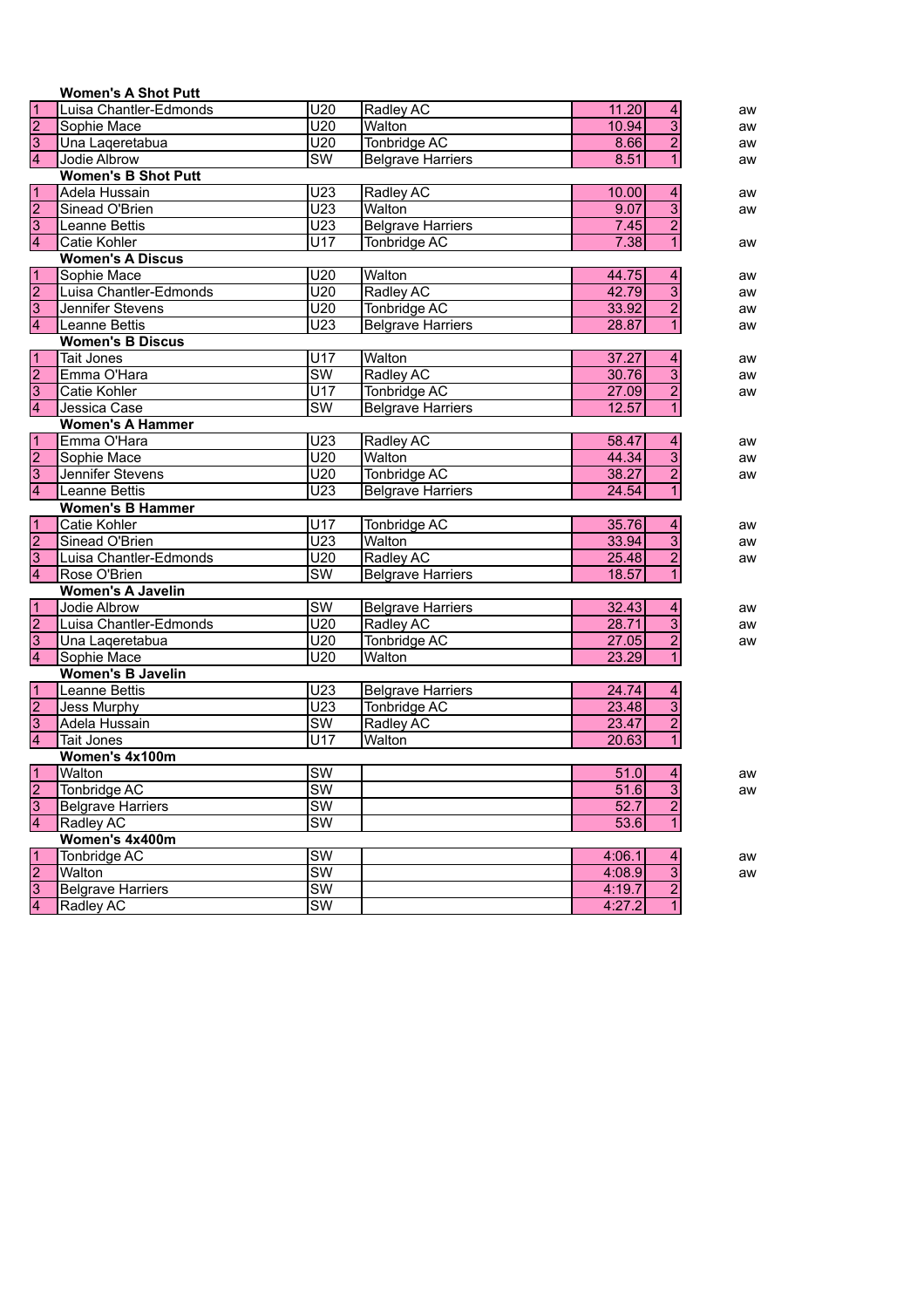**Women's A Shot Putt**

| | | | | | | |
|---|---|---|---|---|---|---|
| 1 | Luisa Chantler-Edmonds | U20 | Radley AC | 11.20 | 4 | aw |
| 2 | Sophie Mace | U20 | Walton | 10.94 | 3 | aw |
| 3 | Una Lageretabua | U20 | Tonbridge AC | 8.66 | 2 | aw |
| 4 | Jodie Albrow | SW | Belgrave Harriers | 8.51 | 1 | aw |

**Women's B Shot Putt**

| | | | | | | |
|---|---|---|---|---|---|---|
| 1 | Adela Hussain | U23 | Radley AC | 10.00 | 4 | aw |
| 2 | Sinead O'Brien | U23 | Walton | 9.07 | 3 | aw |
| 3 | Leanne Bettis | U23 | Belgrave Harriers | 7.45 | 2 | |
| 4 | Catie Kohler | U17 | Tonbridge AC | 7.38 | 1 | aw |

**Women's A Discus**

| | | | | | | |
|---|---|---|---|---|---|---|
| 1 | Sophie Mace | U20 | Walton | 44.75 | 4 | aw |
| 2 | Luisa Chantler-Edmonds | U20 | Radley AC | 42.79 | 3 | aw |
| 3 | Jennifer Stevens | U20 | Tonbridge AC | 33.92 | 2 | aw |
| 4 | Leanne Bettis | U23 | Belgrave Harriers | 28.87 | 1 | aw |

**Women's B Discus**

| | | | | | | |
|---|---|---|---|---|---|---|
| 1 | Tait Jones | U17 | Walton | 37.27 | 4 | aw |
| 2 | Emma O'Hara | SW | Radley AC | 30.76 | 3 | aw |
| 3 | Catie Kohler | U17 | Tonbridge AC | 27.09 | 2 | aw |
| 4 | Jessica Case | SW | Belgrave Harriers | 12.57 | 1 | |

**Women's A Hammer**

| | | | | | | |
|---|---|---|---|---|---|---|
| 1 | Emma O'Hara | U23 | Radley AC | 58.47 | 4 | aw |
| 2 | Sophie Mace | U20 | Walton | 44.34 | 3 | aw |
| 3 | Jennifer Stevens | U20 | Tonbridge AC | 38.27 | 2 | aw |
| 4 | Leanne Bettis | U23 | Belgrave Harriers | 24.54 | 1 | |

**Women's B Hammer**

| | | | | | | |
|---|---|---|---|---|---|---|
| 1 | Catie Kohler | U17 | Tonbridge AC | 35.76 | 4 | aw |
| 2 | Sinead O'Brien | U23 | Walton | 33.94 | 3 | aw |
| 3 | Luisa Chantler-Edmonds | U20 | Radley AC | 25.48 | 2 | aw |
| 4 | Rose O'Brien | SW | Belgrave Harriers | 18.57 | 1 | |

**Women's A Javelin**

| | | | | | | |
|---|---|---|---|---|---|---|
| 1 | Jodie Albrow | SW | Belgrave Harriers | 32.43 | 4 | aw |
| 2 | Luisa Chantler-Edmonds | U20 | Radley AC | 28.71 | 3 | aw |
| 3 | Una Lageretabua | U20 | Tonbridge AC | 27.05 | 2 | aw |
| 4 | Sophie Mace | U20 | Walton | 23.29 | 1 | |

**Women's B Javelin**

| | | | | | | |
|---|---|---|---|---|---|---|
| 1 | Leanne Bettis | U23 | Belgrave Harriers | 24.74 | 4 | |
| 2 | Jess Murphy | U23 | Tonbridge AC | 23.48 | 3 | |
| 3 | Adela Hussain | SW | Radley AC | 23.47 | 2 | |
| 4 | Tait Jones | U17 | Walton | 20.63 | 1 | |

**Women's 4x100m**

| | | | | | | |
|---|---|---|---|---|---|---|
| 1 | Walton | SW | | 51.0 | 4 | aw |
| 2 | Tonbridge AC | SW | | 51.6 | 3 | aw |
| 3 | Belgrave Harriers | SW | | 52.7 | 2 | |
| 4 | Radley AC | SW | | 53.6 | 1 | |

**Women's 4x400m**

| | | | | | | |
|---|---|---|---|---|---|---|
| 1 | Tonbridge AC | SW | | 4:06.1 | 4 | aw |
| 2 | Walton | SW | | 4:08.9 | 3 | aw |
| 3 | Belgrave Harriers | SW | | 4:19.7 | 2 | |
| 4 | Radley AC | SW | | 4:27.2 | 1 | |